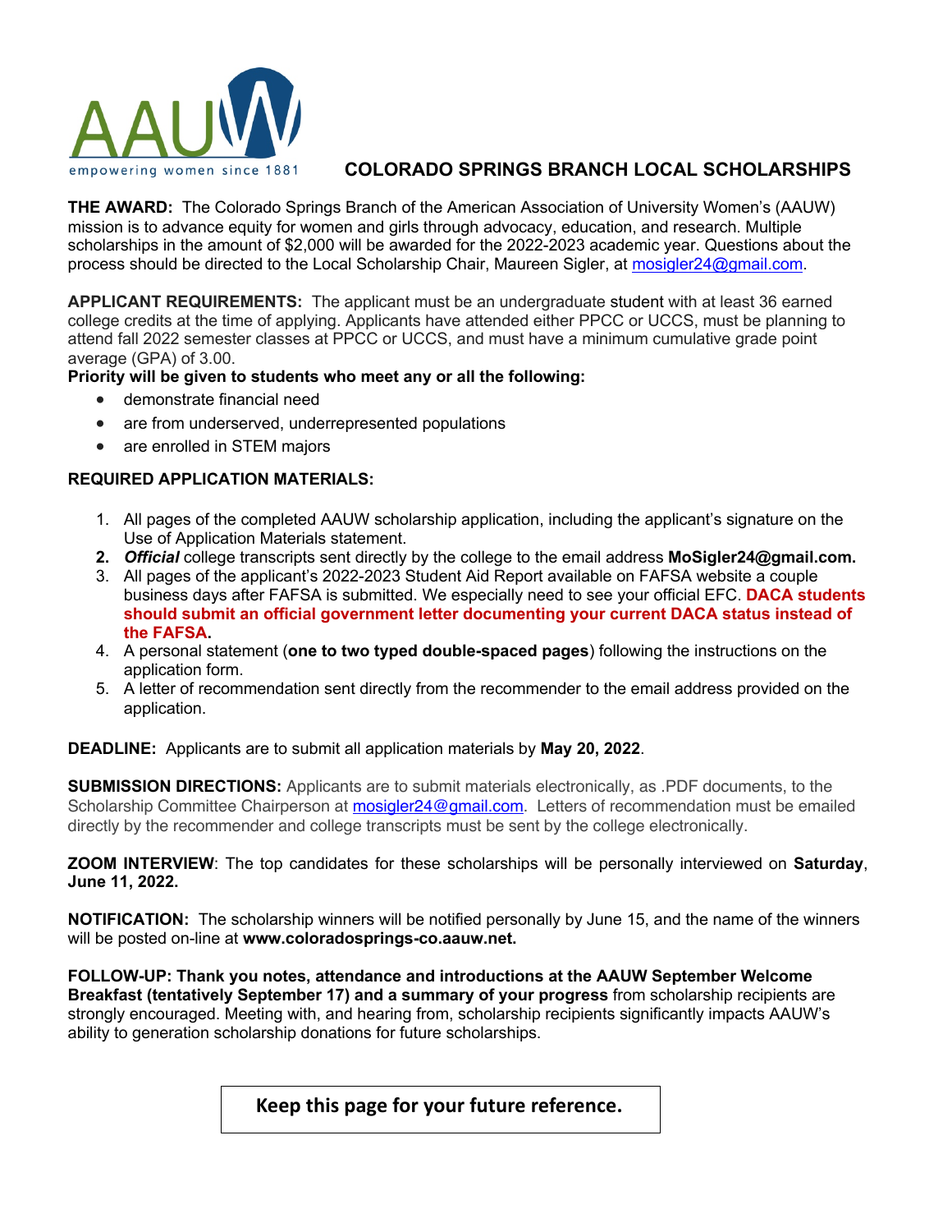AAUW empowering women since 1881

# COLORADO SPRINGS BRANCH LOCAL SCHOLARSHIPS

**THE AWARD:** The Colorado Springs Branch of the American Association of University Women's (AAUW) mission is to advance equity for women and girls through advocacy, education, and research. Multiple scholarships in the amount of $2,000 will be awarded for the 2022-2023 academic year. Questions about the process should be directed to the Local Scholarship Chair, Maureen Sigler, at mosigler24@gmail.com.

**APPLICANT REQUIREMENTS:** The applicant must be an undergraduate student with at least 36 earned college credits at the time of applying. Applicants have attended either PPCC or UCCS, must be planning to attend fall 2022 semester classes at PPCC or UCCS, and must have a minimum cumulative grade point average (GPA) of 3.00.

**Priority will be given to students who meet any or all the following:**

- demonstrate financial need
- are from underserved, underrepresented populations
- are enrolled in STEM majors

**REQUIRED APPLICATION MATERIALS:**

1. All pages of the completed AAUW scholarship application, including the applicant's signature on the Use of Application Materials statement.
2. ***Official*** college transcripts sent directly by the college to the email address **MoSigler24@gmail.com.**
3. All pages of the applicant's 2022-2023 Student Aid Report available on FAFSA website a couple business days after FAFSA is submitted. We especially need to see your official EFC. **DACA students should submit an official government letter documenting your current DACA status instead of the FAFSA.**
4. A personal statement (**one to two typed double-spaced pages**) following the instructions on the application form.
5. A letter of recommendation sent directly from the recommender to the email address provided on the application.

**DEADLINE:** Applicants are to submit all application materials by **May 20, 2022**.

**SUBMISSION DIRECTIONS:** Applicants are to submit materials electronically, as .PDF documents, to the Scholarship Committee Chairperson at mosigler24@gmail.com. Letters of recommendation must be emailed directly by the recommender and college transcripts must be sent by the college electronically.

**ZOOM INTERVIEW**: The top candidates for these scholarships will be personally interviewed on **Saturday**, **June 11, 2022.**

**NOTIFICATION:** The scholarship winners will be notified personally by June 15, and the name of the winners will be posted on-line at **www.coloradosprings-co.aauw.net.**

**FOLLOW-UP: Thank you notes, attendance and introductions at the AAUW September Welcome Breakfast (tentatively September 17) and a summary of your progress** from scholarship recipients are strongly encouraged. Meeting with, and hearing from, scholarship recipients significantly impacts AAUW's ability to generation scholarship donations for future scholarships.

**Keep this page for your future reference.**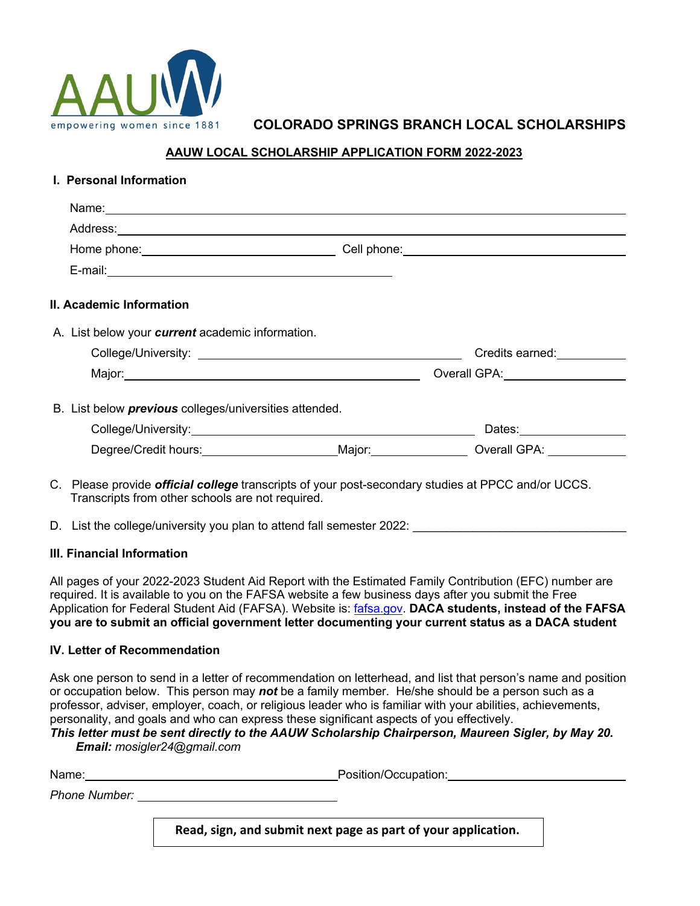# COLORADO SPRINGS BRANCH LOCAL SCHOLARSHIPS

## AAUW LOCAL SCHOLARSHIP APPLICATION FORM 2022-2023

### I. Personal Information

Name: \_\_\_\_\_\_\_\_\_\_\_\_\_\_\_\_\_\_\_\_\_\_\_\_\_\_\_\_\_\_\_\_\_\_\_\_\_\_\_\_

Address: \_\_\_\_\_\_\_\_\_\_\_\_\_\_\_\_\_\_\_\_\_\_\_\_\_\_\_\_\_\_\_\_\_\_\_\_\_\_\_\_

Home phone: \_\_\_\_\_\_\_\_\_\_\_\_\_\_\_\_\_\_\_\_ Cell phone: \_\_\_\_\_\_\_\_\_\_\_\_\_\_\_\_\_\_\_\_

E-mail: \_\_\_\_\_\_\_\_\_\_\_\_\_\_\_\_\_\_\_\_\_\_\_\_\_\_\_\_\_\_

### II. Academic Information

A. List below your ***current*** academic information.

College/University: \_\_\_\_\_\_\_\_\_\_\_\_\_\_\_\_\_\_\_\_\_\_\_\_\_\_\_\_ Credits earned: \_\_\_\_\_\_\_\_\_\_

Major: \_\_\_\_\_\_\_\_\_\_\_\_\_\_\_\_\_\_\_\_\_\_\_\_\_\_\_\_ Overall GPA: \_\_\_\_\_\_\_\_\_\_

B. List below ***previous*** colleges/universities attended.

College/University: \_\_\_\_\_\_\_\_\_\_\_\_\_\_\_\_\_\_\_\_\_\_\_\_\_\_\_\_ Dates: \_\_\_\_\_\_\_\_\_\_

Degree/Credit hours: \_\_\_\_\_\_\_\_\_\_\_\_\_\_ Major: \_\_\_\_\_\_\_\_\_\_ Overall GPA: \_\_\_\_\_\_\_\_\_\_

C. Please provide ***official college*** transcripts of your post-secondary studies at PPCC and/or UCCS. Transcripts from other schools are not required.

D. List the college/university you plan to attend fall semester 2022: \_\_\_\_\_\_\_\_\_\_\_\_\_\_\_\_\_\_\_\_

### III. Financial Information

All pages of your 2022-2023 Student Aid Report with the Estimated Family Contribution (EFC) number are required. It is available to you on the FAFSA website a few business days after you submit the Free Application for Federal Student Aid (FAFSA). Website is: fafsa.gov. **DACA students, instead of the FAFSA you are to submit an official government letter documenting your current status as a DACA student**

### IV. Letter of Recommendation

Ask one person to send in a letter of recommendation on letterhead, and list that person's name and position or occupation below. This person may ***not*** be a family member. He/she should be a person such as a professor, adviser, employer, coach, or religious leader who is familiar with your abilities, achievements, personality, and goals and who can express these significant aspects of you effectively.

***This letter must be sent directly to the AAUW Scholarship Chairperson, Maureen Sigler, by May 20.***
***Email:*** *mosigler24@gmail.com*

Name: \_\_\_\_\_\_\_\_\_\_\_\_\_\_\_\_\_\_\_\_\_\_\_\_\_\_\_\_ Position/Occupation: \_\_\_\_\_\_\_\_\_\_\_\_\_\_\_\_\_\_\_\_

*Phone Number:* \_\_\_\_\_\_\_\_\_\_\_\_\_\_\_\_\_\_\_\_

**Read, sign, and submit next page as part of your application.**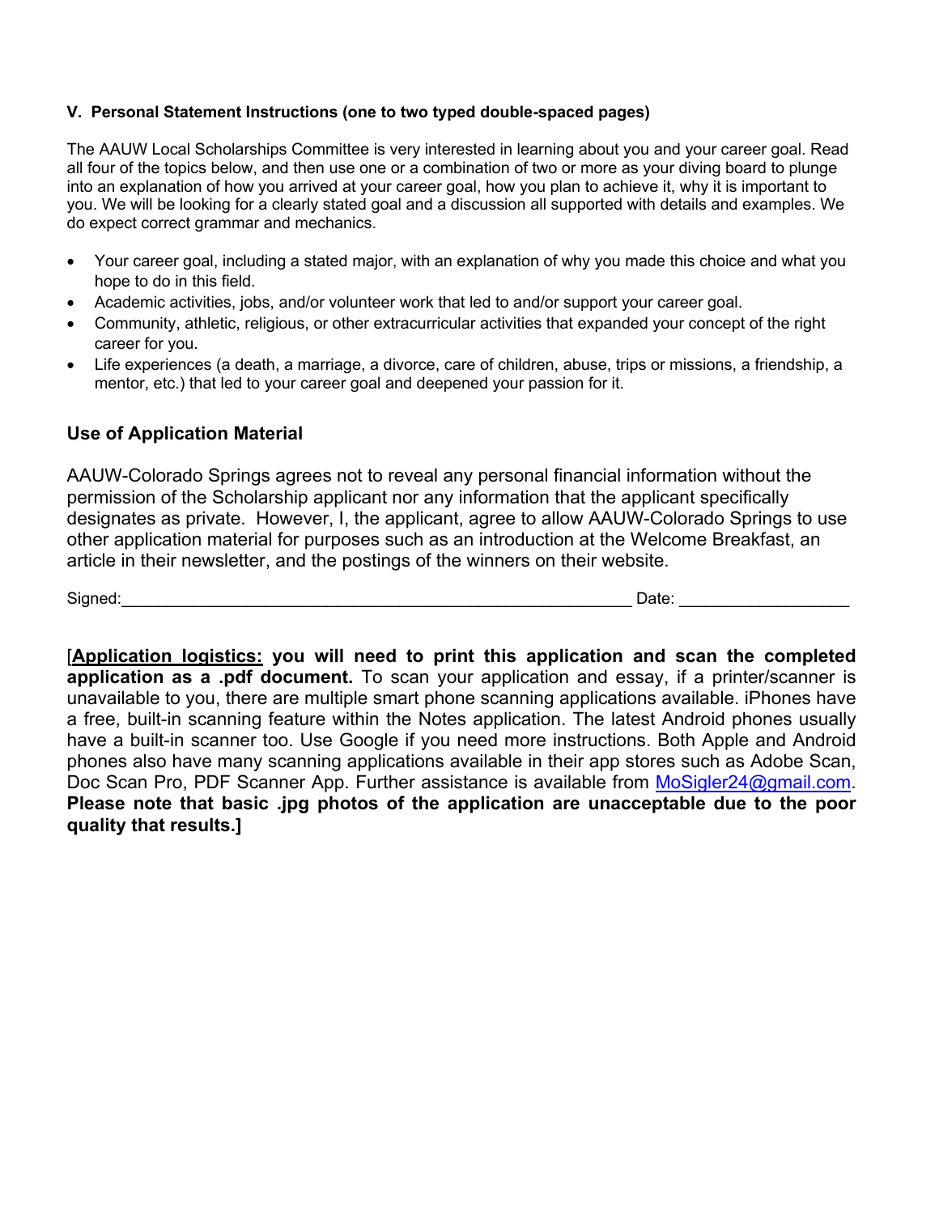### V. Personal Statement Instructions (one to two typed double-spaced pages)

The AAUW Local Scholarships Committee is very interested in learning about you and your career goal. Read all four of the topics below, and then use one or a combination of two or more as your diving board to plunge into an explanation of how you arrived at your career goal, how you plan to achieve it, why it is important to you. We will be looking for a clearly stated goal and a discussion all supported with details and examples. We do expect correct grammar and mechanics.

- Your career goal, including a stated major, with an explanation of why you made this choice and what you hope to do in this field.
- Academic activities, jobs, and/or volunteer work that led to and/or support your career goal.
- Community, athletic, religious, or other extracurricular activities that expanded your concept of the right career for you.
- Life experiences (a death, a marriage, a divorce, care of children, abuse, trips or missions, a friendship, a mentor, etc.) that led to your career goal and deepened your passion for it.

## Use of Application Material

AAUW-Colorado Springs agrees not to reveal any personal financial information without the permission of the Scholarship applicant nor any information that the applicant specifically designates as private. However, I, the applicant, agree to allow AAUW-Colorado Springs to use other application material for purposes such as an introduction at the Welcome Breakfast, an article in their newsletter, and the postings of the winners on their website.

Signed:_________________________________________________________ Date: ___________________

[**<u>Application logistics:</u> you will need to print this application and scan the completed application as a .pdf document.** To scan your application and essay, if a printer/scanner is unavailable to you, there are multiple smart phone scanning applications available. iPhones have a free, built-in scanning feature within the Notes application. The latest Android phones usually have a built-in scanner too. Use Google if you need more instructions. Both Apple and Android phones also have many scanning applications available in their app stores such as Adobe Scan, Doc Scan Pro, PDF Scanner App. Further assistance is available from MoSigler24@gmail.com. **Please note that basic .jpg photos of the application are unacceptable due to the poor quality that results.]**